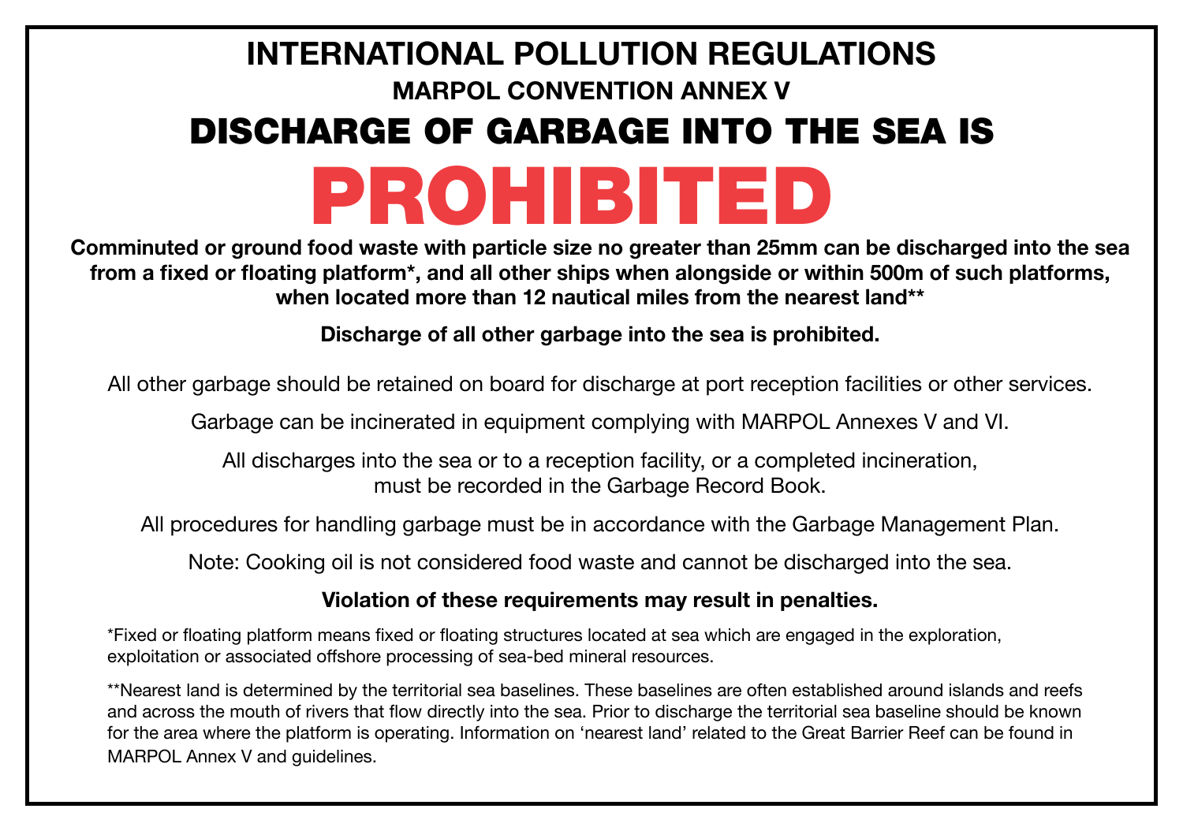# INTERNATIONAL POLLUTION REGULATIONS

## MARPOL CONVENTION ANNEX V

# DISCHARGE OF GARBAGE INTO THE SEA IS

# PROHIBITED

**Comminuted or ground food waste with particle size no greater than 25mm can be discharged into the sea from a fixed or floating platform*, and all other ships when alongside or within 500m of such platforms, when located more than 12 nautical miles from the nearest land****

**Discharge of all other garbage into the sea is prohibited.**

All other garbage should be retained on board for discharge at port reception facilities or other services.

Garbage can be incinerated in equipment complying with MARPOL Annexes V and VI.

All discharges into the sea or to a reception facility, or a completed incineration, must be recorded in the Garbage Record Book.

All procedures for handling garbage must be in accordance with the Garbage Management Plan.

Note: Cooking oil is not considered food waste and cannot be discharged into the sea.

**Violation of these requirements may result in penalties.**

*Fixed or floating platform means fixed or floating structures located at sea which are engaged in the exploration, exploitation or associated offshore processing of sea-bed mineral resources.

**Nearest land is determined by the territorial sea baselines. These baselines are often established around islands and reefs and across the mouth of rivers that flow directly into the sea. Prior to discharge the territorial sea baseline should be known for the area where the platform is operating. Information on 'nearest land' related to the Great Barrier Reef can be found in MARPOL Annex V and guidelines.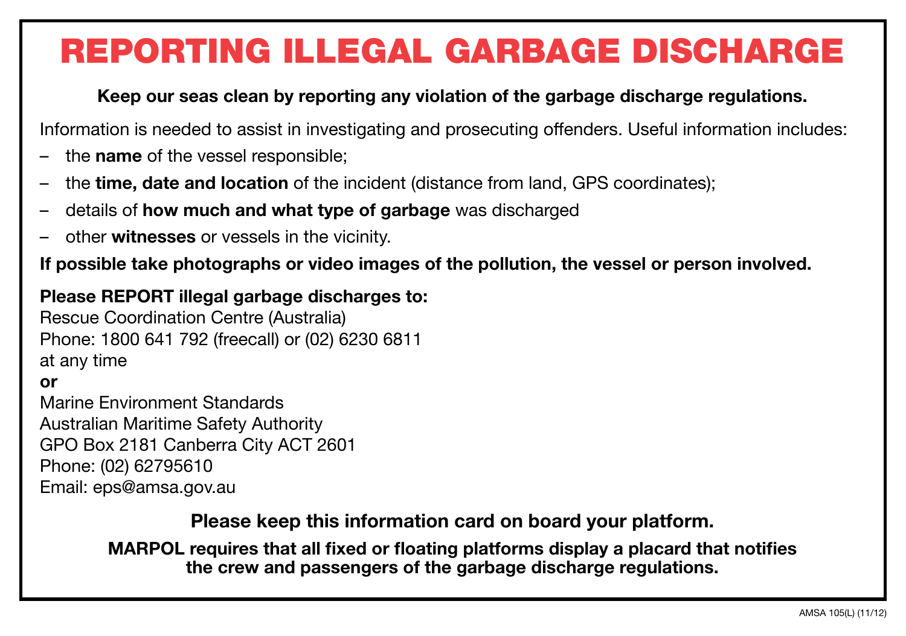# REPORTING ILLEGAL GARBAGE DISCHARGE

**Keep our seas clean by reporting any violation of the garbage discharge regulations.**

Information is needed to assist in investigating and prosecuting offenders. Useful information includes:

– the **name** of the vessel responsible;
– the **time, date and location** of the incident (distance from land, GPS coordinates);
– details of **how much and what type of garbage** was discharged
– other **witnesses** or vessels in the vicinity.

**If possible take photographs or video images of the pollution, the vessel or person involved.**

**Please REPORT illegal garbage discharges to:**
Rescue Coordination Centre (Australia)
Phone: 1800 641 792 (freecall) or (02) 6230 6811
at any time
**or**
Marine Environment Standards
Australian Maritime Safety Authority
GPO Box 2181 Canberra City ACT 2601
Phone: (02) 62795610
Email: eps@amsa.gov.au

**Please keep this information card on board your platform.**

**MARPOL requires that all fixed or floating platforms display a placard that notifies the crew and passengers of the garbage discharge regulations.**

AMSA 105(L) (11/12)